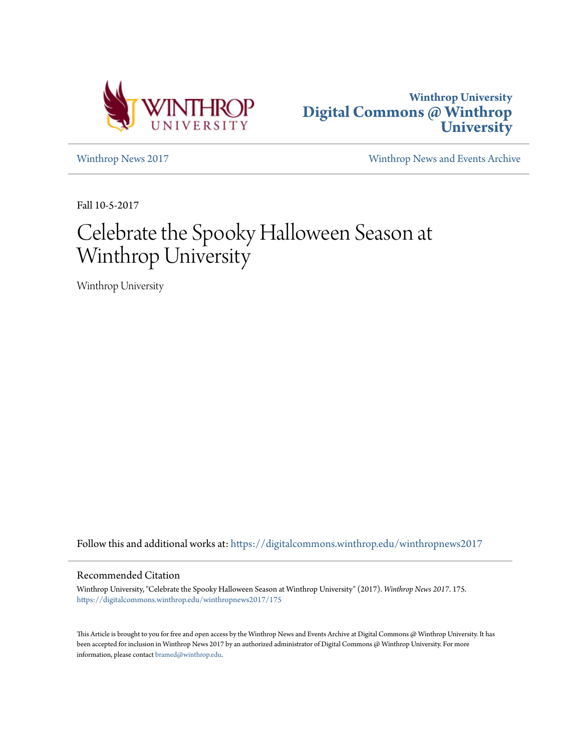Winthrop University
# Digital Commons @ Winthrop University

Winthrop News 2017 | Winthrop News and Events Archive

Fall 10-5-2017

# Celebrate the Spooky Halloween Season at Winthrop University

Winthrop University

Follow this and additional works at: https://digitalcommons.winthrop.edu/winthropnews2017

## Recommended Citation

Winthrop University, "Celebrate the Spooky Halloween Season at Winthrop University" (2017). *Winthrop News 2017*. 175.
https://digitalcommons.winthrop.edu/winthropnews2017/175

This Article is brought to you for free and open access by the Winthrop News and Events Archive at Digital Commons @ Winthrop University. It has been accepted for inclusion in Winthrop News 2017 by an authorized administrator of Digital Commons @ Winthrop University. For more information, please contact bramed@winthrop.edu.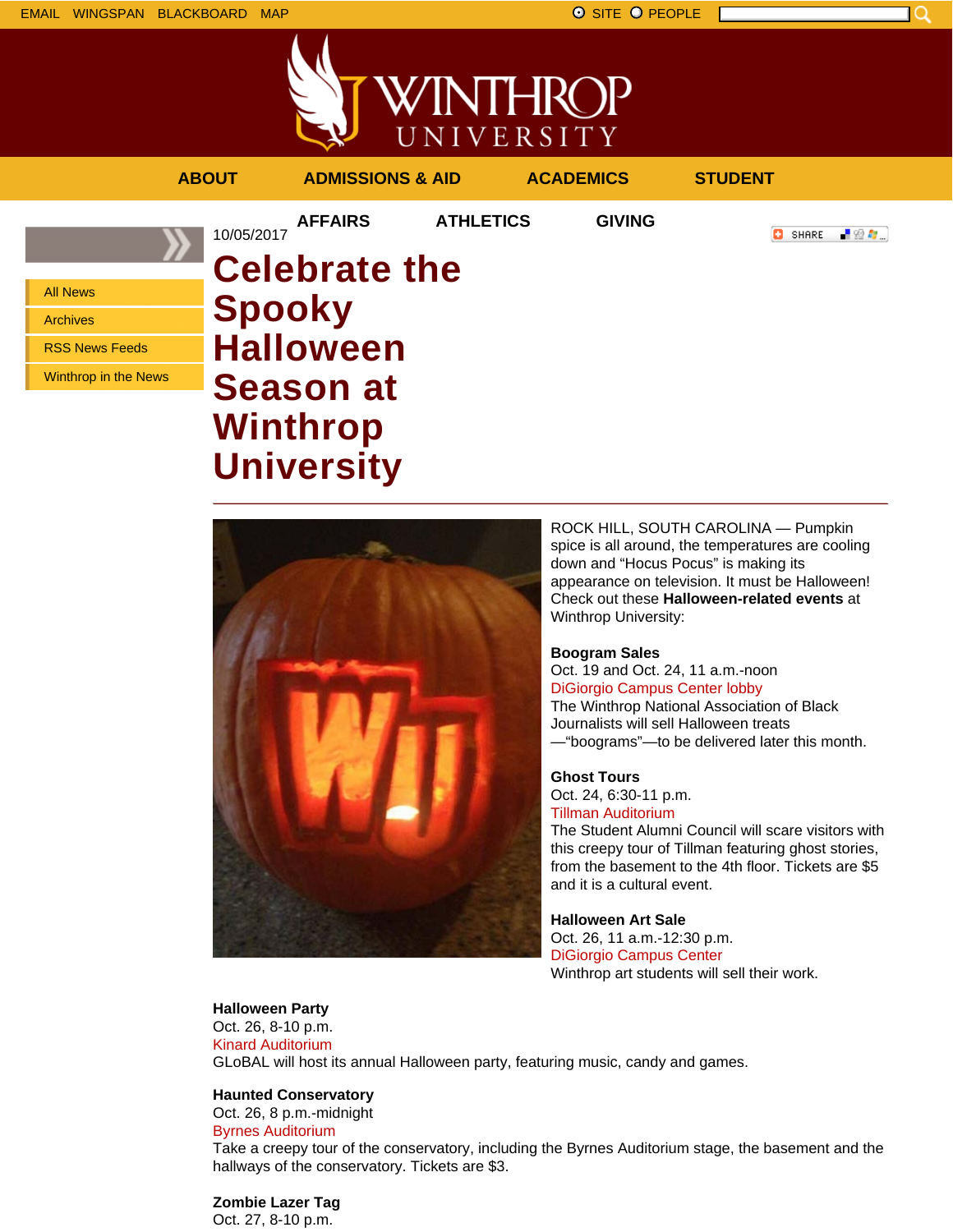EMAIL WINGSPAN BLACKBOARD MAP

SITE PEOPLE

ABOUT ADMISSIONS & AID ACADEMICS STUDENT AFFAIRS ATHLETICS GIVING

- All News
- Archives
- RSS News Feeds
- Winthrop in the News

10/05/2017

SHARE

# Celebrate the Spooky Halloween Season at Winthrop University

ROCK HILL, SOUTH CAROLINA — Pumpkin spice is all around, the temperatures are cooling down and “Hocus Pocus” is making its appearance on television. It must be Halloween! Check out these **Halloween-related events** at Winthrop University:

**Boogram Sales**
Oct. 19 and Oct. 24, 11 a.m.-noon
DiGiorgio Campus Center lobby
The Winthrop National Association of Black Journalists will sell Halloween treats —“boograms”—to be delivered later this month.

**Ghost Tours**
Oct. 24, 6:30-11 p.m.
Tillman Auditorium
The Student Alumni Council will scare visitors with this creepy tour of Tillman featuring ghost stories, from the basement to the 4th floor. Tickets are $5 and it is a cultural event.

**Halloween Art Sale**
Oct. 26, 11 a.m.-12:30 p.m.
DiGiorgio Campus Center
Winthrop art students will sell their work.

**Halloween Party**
Oct. 26, 8-10 p.m.
Kinard Auditorium
GLoBAL will host its annual Halloween party, featuring music, candy and games.

**Haunted Conservatory**
Oct. 26, 8 p.m.-midnight
Byrnes Auditorium
Take a creepy tour of the conservatory, including the Byrnes Auditorium stage, the basement and the hallways of the conservatory. Tickets are $3.

**Zombie Lazer Tag**
Oct. 27, 8-10 p.m.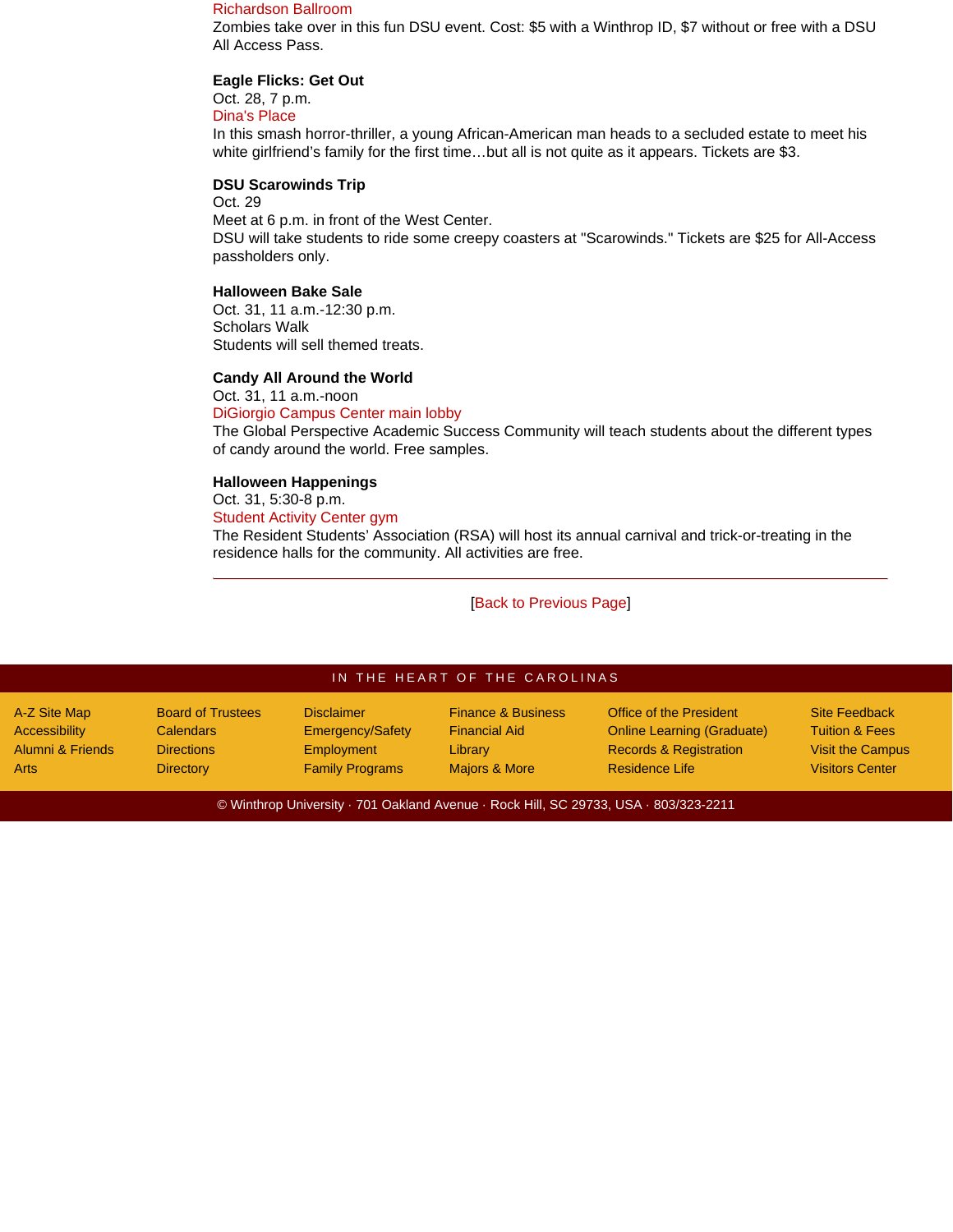Richardson Ballroom
Zombies take over in this fun DSU event. Cost: $5 with a Winthrop ID, $7 without or free with a DSU All Access Pass.

**Eagle Flicks: Get Out**
Oct. 28, 7 p.m.
Dina's Place
In this smash horror-thriller, a young African-American man heads to a secluded estate to meet his white girlfriend’s family for the first time…but all is not quite as it appears. Tickets are $3.

**DSU Scarowinds Trip**
Oct. 29
Meet at 6 p.m. in front of the West Center.
DSU will take students to ride some creepy coasters at "Scarowinds." Tickets are $25 for All-Access passholders only.

**Halloween Bake Sale**
Oct. 31, 11 a.m.-12:30 p.m.
Scholars Walk
Students will sell themed treats.

**Candy All Around the World**
Oct. 31, 11 a.m.-noon
DiGiorgio Campus Center main lobby
The Global Perspective Academic Success Community will teach students about the different types of candy around the world. Free samples.

**Halloween Happenings**
Oct. 31, 5:30-8 p.m.
Student Activity Center gym
The Resident Students’ Association (RSA) will host its annual carnival and trick-or-treating in the residence halls for the community. All activities are free.

---

[Back to Previous Page]

IN THE HEART OF THE CAROLINAS

A-Z Site Map
Accessibility
Alumni & Friends
Arts
Board of Trustees
Calendars
Directions
Directory
Disclaimer
Emergency/Safety
Employment
Family Programs
Finance & Business
Financial Aid
Library
Majors & More
Office of the President
Online Learning (Graduate)
Records & Registration
Residence Life
Site Feedback
Tuition & Fees
Visit the Campus
Visitors Center

© Winthrop University · 701 Oakland Avenue · Rock Hill, SC 29733, USA · 803/323-2211